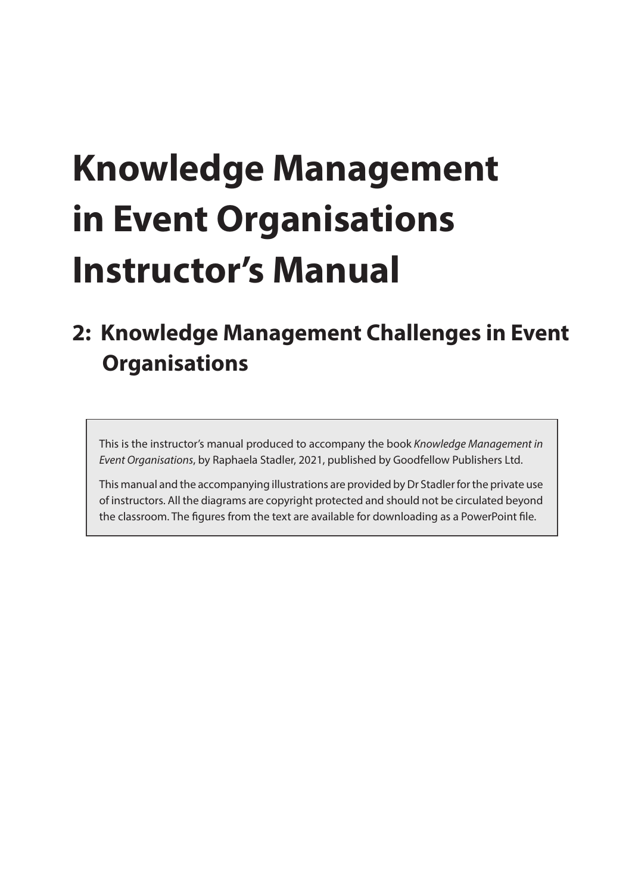# Knowledge Management in Event Organisations Instructor's Manual

## 2: Knowledge Management Challenges in Event Organisations

This is the instructor's manual produced to accompany the book *Knowledge Management in Event Organisations*, by Raphaela Stadler, 2021, published by Goodfellow Publishers Ltd.

This manual and the accompanying illustrations are provided by Dr Stadler for the private use of instructors. All the diagrams are copyright protected and should not be circulated beyond the classroom. The figures from the text are available for downloading as a PowerPoint file.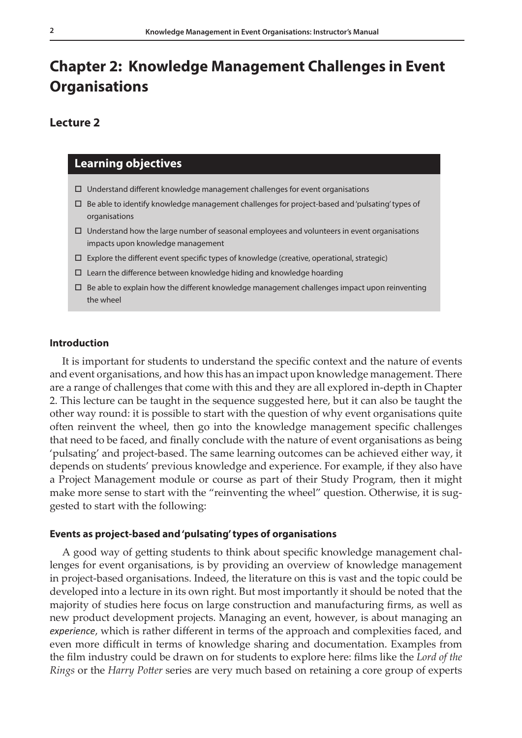# Chapter 2: Knowledge Management Challenges in Event Organisations

## Lecture 2

### Learning objectives

- ☐ Understand different knowledge management challenges for event organisations
- ☐ Be able to identify knowledge management challenges for project-based and 'pulsating' types of organisations
- ☐ Understand how the large number of seasonal employees and volunteers in event organisations impacts upon knowledge management
- ☐ Explore the different event specific types of knowledge (creative, operational, strategic)
- ☐ Learn the difference between knowledge hiding and knowledge hoarding
- ☐ Be able to explain how the different knowledge management challenges impact upon reinventing the wheel

#### Introduction

It is important for students to understand the specific context and the nature of events and event organisations, and how this has an impact upon knowledge management. There are a range of challenges that come with this and they are all explored in-depth in Chapter 2. This lecture can be taught in the sequence suggested here, but it can also be taught the other way round: it is possible to start with the question of why event organisations quite often reinvent the wheel, then go into the knowledge management specific challenges that need to be faced, and finally conclude with the nature of event organisations as being 'pulsating' and project-based. The same learning outcomes can be achieved either way, it depends on students' previous knowledge and experience. For example, if they also have a Project Management module or course as part of their Study Program, then it might make more sense to start with the "reinventing the wheel" question. Otherwise, it is suggested to start with the following:

#### Events as project-based and 'pulsating' types of organisations

A good way of getting students to think about specific knowledge management challenges for event organisations, is by providing an overview of knowledge management in project-based organisations. Indeed, the literature on this is vast and the topic could be developed into a lecture in its own right. But most importantly it should be noted that the majority of studies here focus on large construction and manufacturing firms, as well as new product development projects. Managing an event, however, is about managing an *experience*, which is rather different in terms of the approach and complexities faced, and even more difficult in terms of knowledge sharing and documentation. Examples from the film industry could be drawn on for students to explore here: films like the *Lord of the Rings* or the *Harry Potter* series are very much based on retaining a core group of experts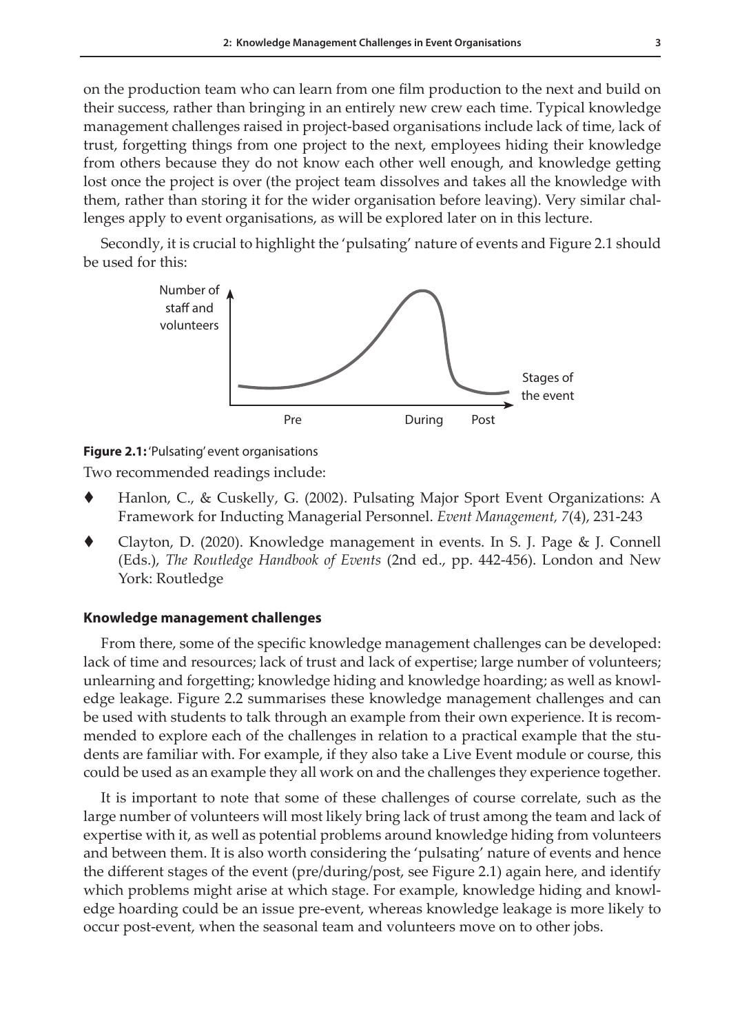on the production team who can learn from one film production to the next and build on their success, rather than bringing in an entirely new crew each time. Typical knowledge management challenges raised in project-based organisations include lack of time, lack of trust, forgetting things from one project to the next, employees hiding their knowledge from others because they do not know each other well enough, and knowledge getting lost once the project is over (the project team dissolves and takes all the knowledge with them, rather than storing it for the wider organisation before leaving). Very similar challenges apply to event organisations, as will be explored later on in this lecture.

Secondly, it is crucial to highlight the 'pulsating' nature of events and Figure 2.1 should be used for this:

Number of staff and volunteers

Stages of the event

Pre During Post

**Figure 2.1:** 'Pulsating' event organisations

Two recommended readings include:

- Hanlon, C., & Cuskelly, G. (2002). Pulsating Major Sport Event Organizations: A Framework for Inducting Managerial Personnel. *Event Management, 7*(4), 231-243
- Clayton, D. (2020). Knowledge management in events. In S. J. Page & J. Connell (Eds.), *The Routledge Handbook of Events* (2nd ed., pp. 442-456). London and New York: Routledge

### Knowledge management challenges

From there, some of the specific knowledge management challenges can be developed: lack of time and resources; lack of trust and lack of expertise; large number of volunteers; unlearning and forgetting; knowledge hiding and knowledge hoarding; as well as knowledge leakage. Figure 2.2 summarises these knowledge management challenges and can be used with students to talk through an example from their own experience. It is recommended to explore each of the challenges in relation to a practical example that the students are familiar with. For example, if they also take a Live Event module or course, this could be used as an example they all work on and the challenges they experience together.

It is important to note that some of these challenges of course correlate, such as the large number of volunteers will most likely bring lack of trust among the team and lack of expertise with it, as well as potential problems around knowledge hiding from volunteers and between them. It is also worth considering the 'pulsating' nature of events and hence the different stages of the event (pre/during/post, see Figure 2.1) again here, and identify which problems might arise at which stage. For example, knowledge hiding and knowledge hoarding could be an issue pre-event, whereas knowledge leakage is more likely to occur post-event, when the seasonal team and volunteers move on to other jobs.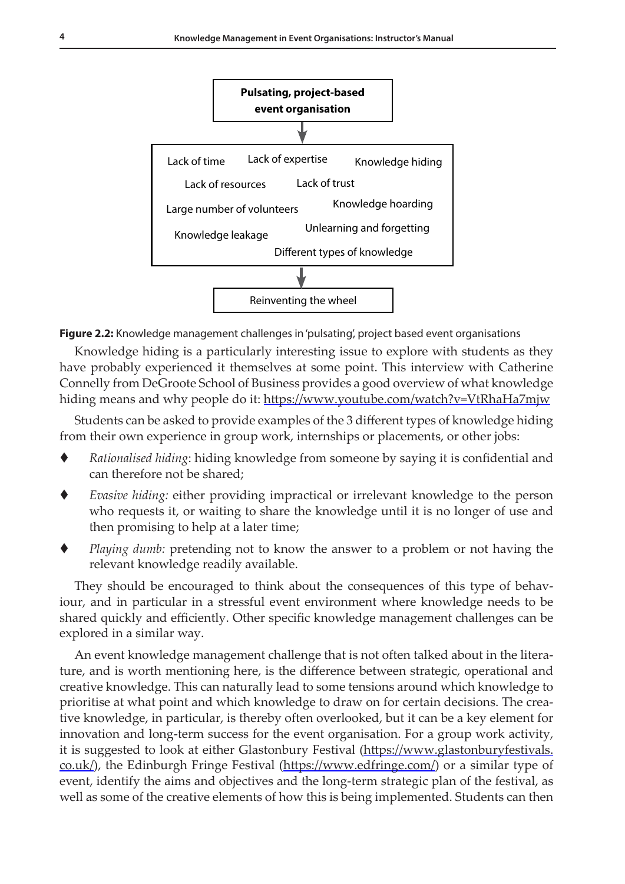Pulsating, project-based event organisation

Lack of time · Lack of expertise · Knowledge hiding · Lack of resources · Lack of trust · Large number of volunteers · Knowledge hoarding · Knowledge leakage · Unlearning and forgetting · Different types of knowledge

Reinventing the wheel

**Figure 2.2:** Knowledge management challenges in 'pulsating', project based event organisations

Knowledge hiding is a particularly interesting issue to explore with students as they have probably experienced it themselves at some point. This interview with Catherine Connelly from DeGroote School of Business provides a good overview of what knowledge hiding means and why people do it: https://www.youtube.com/watch?v=VtRhaHa7mjw

Students can be asked to provide examples of the 3 different types of knowledge hiding from their own experience in group work, internships or placements, or other jobs:

- *Rationalised hiding*: hiding knowledge from someone by saying it is confidential and can therefore not be shared;
- *Evasive hiding:* either providing impractical or irrelevant knowledge to the person who requests it, or waiting to share the knowledge until it is no longer of use and then promising to help at a later time;
- *Playing dumb:* pretending not to know the answer to a problem or not having the relevant knowledge readily available.

They should be encouraged to think about the consequences of this type of behaviour, and in particular in a stressful event environment where knowledge needs to be shared quickly and efficiently. Other specific knowledge management challenges can be explored in a similar way.

An event knowledge management challenge that is not often talked about in the literature, and is worth mentioning here, is the difference between strategic, operational and creative knowledge. This can naturally lead to some tensions around which knowledge to prioritise at what point and which knowledge to draw on for certain decisions. The creative knowledge, in particular, is thereby often overlooked, but it can be a key element for innovation and long-term success for the event organisation. For a group work activity, it is suggested to look at either Glastonbury Festival (https://www.glastonburyfestivals.co.uk/), the Edinburgh Fringe Festival (https://www.edfringe.com/) or a similar type of event, identify the aims and objectives and the long-term strategic plan of the festival, as well as some of the creative elements of how this is being implemented. Students can then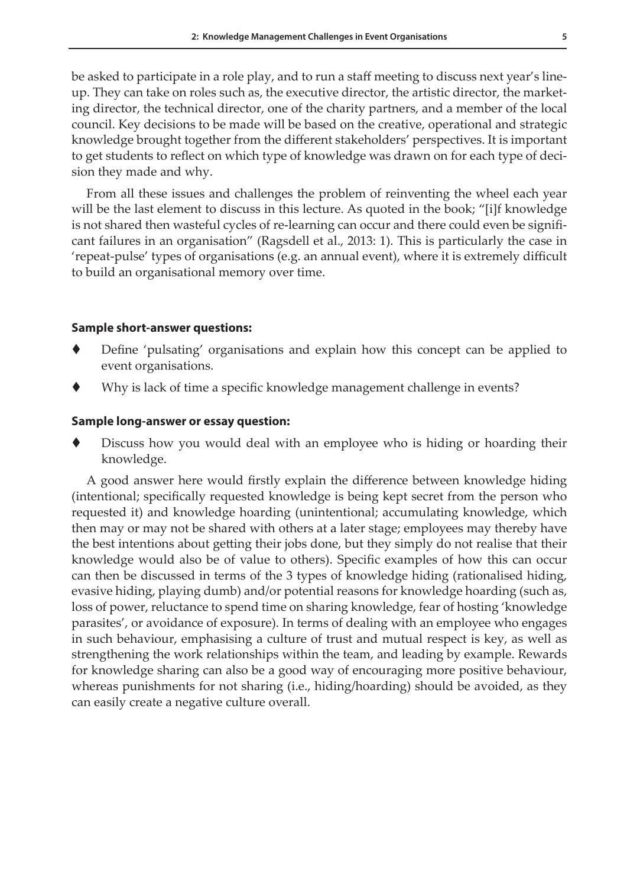be asked to participate in a role play, and to run a staff meeting to discuss next year's line-up. They can take on roles such as, the executive director, the artistic director, the marketing director, the technical director, one of the charity partners, and a member of the local council. Key decisions to be made will be based on the creative, operational and strategic knowledge brought together from the different stakeholders' perspectives. It is important to get students to reflect on which type of knowledge was drawn on for each type of decision they made and why.

From all these issues and challenges the problem of reinventing the wheel each year will be the last element to discuss in this lecture. As quoted in the book; "[i]f knowledge is not shared then wasteful cycles of re-learning can occur and there could even be significant failures in an organisation" (Ragsdell et al., 2013: 1). This is particularly the case in 'repeat-pulse' types of organisations (e.g. an annual event), where it is extremely difficult to build an organisational memory over time.

**Sample short-answer questions:**

- Define 'pulsating' organisations and explain how this concept can be applied to event organisations.
- Why is lack of time a specific knowledge management challenge in events?

**Sample long-answer or essay question:**

- Discuss how you would deal with an employee who is hiding or hoarding their knowledge.

A good answer here would firstly explain the difference between knowledge hiding (intentional; specifically requested knowledge is being kept secret from the person who requested it) and knowledge hoarding (unintentional; accumulating knowledge, which then may or may not be shared with others at a later stage; employees may thereby have the best intentions about getting their jobs done, but they simply do not realise that their knowledge would also be of value to others). Specific examples of how this can occur can then be discussed in terms of the 3 types of knowledge hiding (rationalised hiding, evasive hiding, playing dumb) and/or potential reasons for knowledge hoarding (such as, loss of power, reluctance to spend time on sharing knowledge, fear of hosting 'knowledge parasites', or avoidance of exposure). In terms of dealing with an employee who engages in such behaviour, emphasising a culture of trust and mutual respect is key, as well as strengthening the work relationships within the team, and leading by example. Rewards for knowledge sharing can also be a good way of encouraging more positive behaviour, whereas punishments for not sharing (i.e., hiding/hoarding) should be avoided, as they can easily create a negative culture overall.